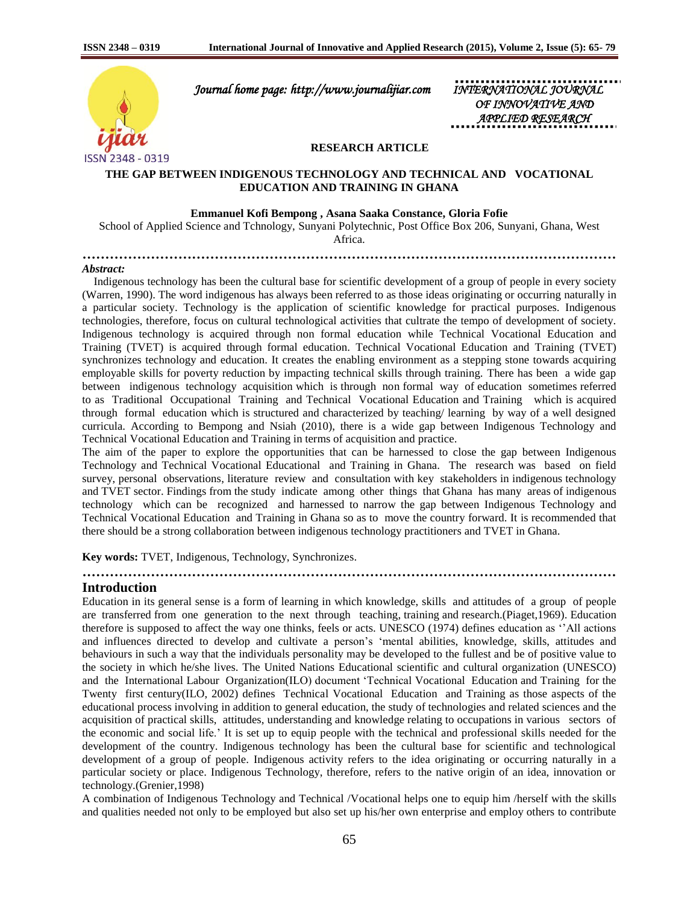*Journal home page: http://www.journalijiar.com*

INTERNATIONAL JOURNAL OF INNOVATIVE AND APPLIED RESEARCH

**RESEARCH ARTICLE**

# THE GAP BETWEEN INDIGENOUS TECHNOLOGY AND TECHNICAL AND VOCATIONAL EDUCATION AND TRAINING IN GHANA

**Emmanuel Kofi Bempong , Asana Saaka Constance, Gloria Fofie**

School of Applied Science and Tchnology, Sunyani Polytechnic, Post Office Box 206, Sunyani, Ghana, West Africa.

***Abstract:***

Indigenous technology has been the cultural base for scientific development of a group of people in every society (Warren, 1990). The word indigenous has always been referred to as those ideas originating or occurring naturally in a particular society. Technology is the application of scientific knowledge for practical purposes. Indigenous technologies, therefore, focus on cultural technological activities that cultrate the tempo of development of society. Indigenous technology is acquired through non formal education while Technical Vocational Education and Training (TVET) is acquired through formal education. Technical Vocational Education and Training (TVET) synchronizes technology and education. It creates the enabling environment as a stepping stone towards acquiring employable skills for poverty reduction by impacting technical skills through training. There has been a wide gap between indigenous technology acquisition which is through non formal way of education sometimes referred to as Traditional Occupational Training and Technical Vocational Education and Training which is acquired through formal education which is structured and characterized by teaching/ learning by way of a well designed curricula. According to Bempong and Nsiah (2010), there is a wide gap between Indigenous Technology and Technical Vocational Education and Training in terms of acquisition and practice.

The aim of the paper to explore the opportunities that can be harnessed to close the gap between Indigenous Technology and Technical Vocational Educational and Training in Ghana. The research was based on field survey, personal observations, literature review and consultation with key stakeholders in indigenous technology and TVET sector. Findings from the study indicate among other things that Ghana has many areas of indigenous technology which can be recognized and harnessed to narrow the gap between Indigenous Technology and Technical Vocational Education and Training in Ghana so as to move the country forward. It is recommended that there should be a strong collaboration between indigenous technology practitioners and TVET in Ghana.

**Key words:** TVET, Indigenous, Technology, Synchronizes.

## Introduction

Education in its general sense is a form of learning in which knowledge, skills and attitudes of a group of people are transferred from one generation to the next through teaching, training and research.(Piaget,1969). Education therefore is supposed to affect the way one thinks, feels or acts. UNESCO (1974) defines education as ''All actions and influences directed to develop and cultivate a person's 'mental abilities, knowledge, skills, attitudes and behaviours in such a way that the individuals personality may be developed to the fullest and be of positive value to the society in which he/she lives. The United Nations Educational scientific and cultural organization (UNESCO) and the International Labour Organization(ILO) document 'Technical Vocational Education and Training for the Twenty first century(ILO, 2002) defines Technical Vocational Education and Training as those aspects of the educational process involving in addition to general education, the study of technologies and related sciences and the acquisition of practical skills, attitudes, understanding and knowledge relating to occupations in various sectors of the economic and social life.' It is set up to equip people with the technical and professional skills needed for the development of the country. Indigenous technology has been the cultural base for scientific and technological development of a group of people. Indigenous activity refers to the idea originating or occurring naturally in a particular society or place. Indigenous Technology, therefore, refers to the native origin of an idea, innovation or technology.(Grenier,1998)

A combination of Indigenous Technology and Technical /Vocational helps one to equip him /herself with the skills and qualities needed not only to be employed but also set up his/her own enterprise and employ others to contribute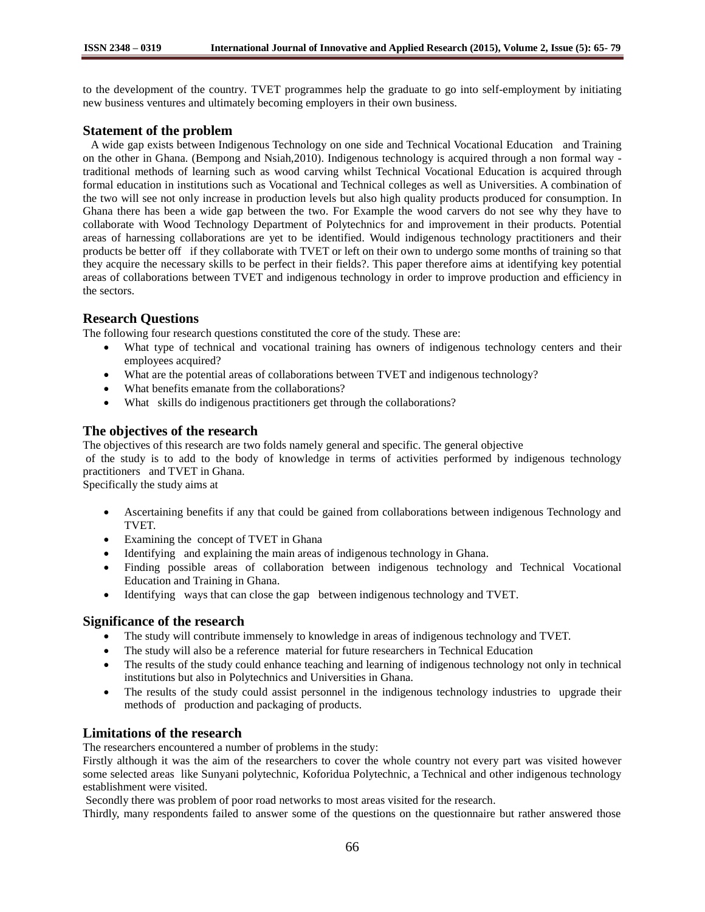to the development of the country. TVET programmes help the graduate to go into self-employment by initiating new business ventures and ultimately becoming employers in their own business.

## Statement of the problem

A wide gap exists between Indigenous Technology on one side and Technical Vocational Education and Training on the other in Ghana. (Bempong and Nsiah,2010). Indigenous technology is acquired through a non formal way - traditional methods of learning such as wood carving whilst Technical Vocational Education is acquired through formal education in institutions such as Vocational and Technical colleges as well as Universities. A combination of the two will see not only increase in production levels but also high quality products produced for consumption. In Ghana there has been a wide gap between the two. For Example the wood carvers do not see why they have to collaborate with Wood Technology Department of Polytechnics for and improvement in their products. Potential areas of harnessing collaborations are yet to be identified. Would indigenous technology practitioners and their products be better off if they collaborate with TVET or left on their own to undergo some months of training so that they acquire the necessary skills to be perfect in their fields?. This paper therefore aims at identifying key potential areas of collaborations between TVET and indigenous technology in order to improve production and efficiency in the sectors.

## Research Questions

The following four research questions constituted the core of the study. These are:

- What type of technical and vocational training has owners of indigenous technology centers and their employees acquired?
- What are the potential areas of collaborations between TVET and indigenous technology?
- What benefits emanate from the collaborations?
- What skills do indigenous practitioners get through the collaborations?

## The objectives of the research

The objectives of this research are two folds namely general and specific. The general objective of the study is to add to the body of knowledge in terms of activities performed by indigenous technology practitioners and TVET in Ghana.

Specifically the study aims at

- Ascertaining benefits if any that could be gained from collaborations between indigenous Technology and TVET.
- Examining the concept of TVET in Ghana
- Identifying and explaining the main areas of indigenous technology in Ghana.
- Finding possible areas of collaboration between indigenous technology and Technical Vocational Education and Training in Ghana.
- Identifying ways that can close the gap between indigenous technology and TVET.

## Significance of the research

- The study will contribute immensely to knowledge in areas of indigenous technology and TVET.
- The study will also be a reference material for future researchers in Technical Education
- The results of the study could enhance teaching and learning of indigenous technology not only in technical institutions but also in Polytechnics and Universities in Ghana.
- The results of the study could assist personnel in the indigenous technology industries to upgrade their methods of production and packaging of products.

## Limitations of the research

The researchers encountered a number of problems in the study:

Firstly although it was the aim of the researchers to cover the whole country not every part was visited however some selected areas like Sunyani polytechnic, Koforidua Polytechnic, a Technical and other indigenous technology establishment were visited.

Secondly there was problem of poor road networks to most areas visited for the research.

Thirdly, many respondents failed to answer some of the questions on the questionnaire but rather answered those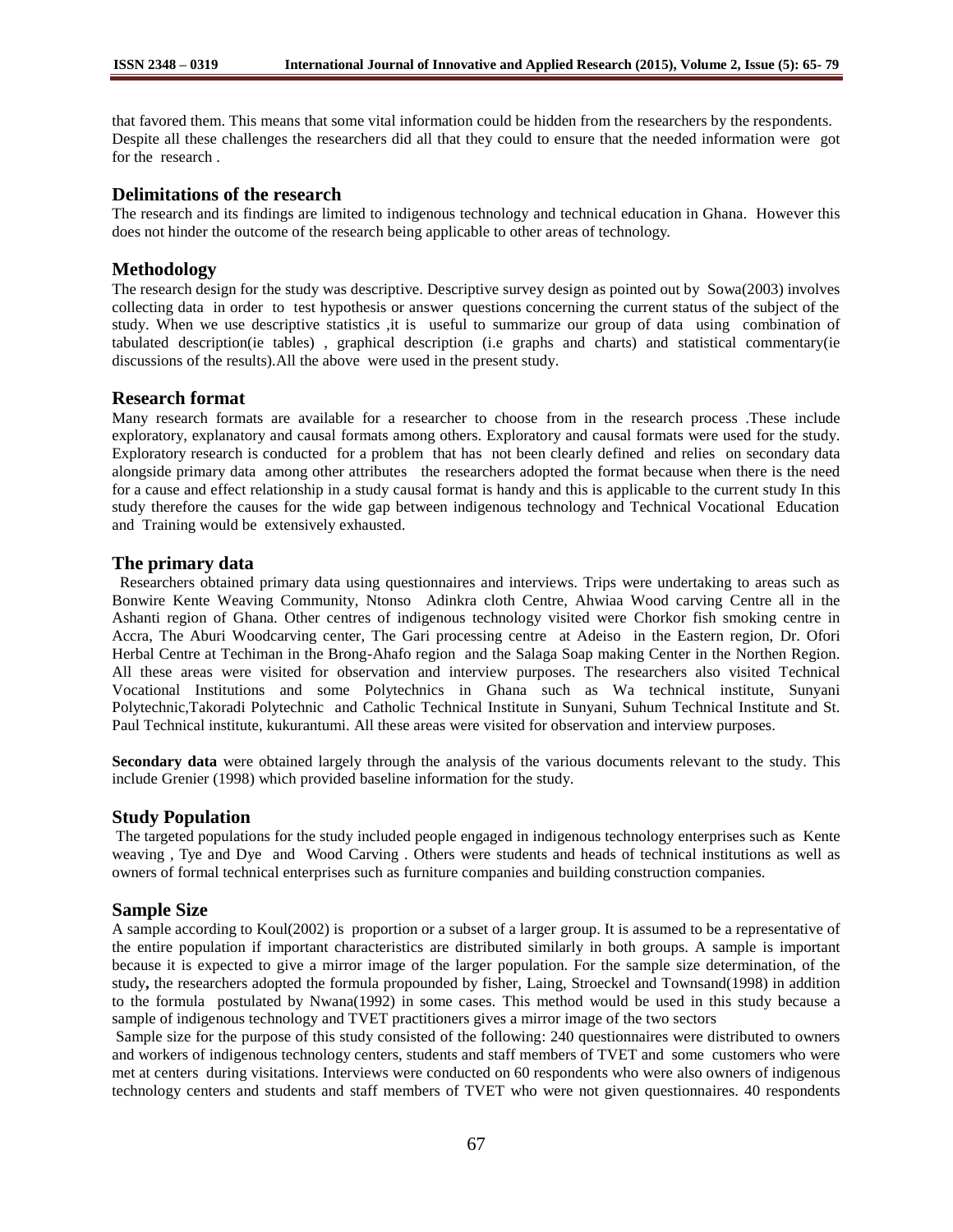that favored them. This means that some vital information could be hidden from the researchers by the respondents. Despite all these challenges the researchers did all that they could to ensure that the needed information were got for the research .

## Delimitations of the research

The research and its findings are limited to indigenous technology and technical education in Ghana. However this does not hinder the outcome of the research being applicable to other areas of technology.

## Methodology

The research design for the study was descriptive. Descriptive survey design as pointed out by Sowa(2003) involves collecting data in order to test hypothesis or answer questions concerning the current status of the subject of the study. When we use descriptive statistics ,it is useful to summarize our group of data using combination of tabulated description(ie tables) , graphical description (i.e graphs and charts) and statistical commentary(ie discussions of the results).All the above were used in the present study.

## Research format

Many research formats are available for a researcher to choose from in the research process .These include exploratory, explanatory and causal formats among others. Exploratory and causal formats were used for the study. Exploratory research is conducted for a problem that has not been clearly defined and relies on secondary data alongside primary data among other attributes the researchers adopted the format because when there is the need for a cause and effect relationship in a study causal format is handy and this is applicable to the current study In this study therefore the causes for the wide gap between indigenous technology and Technical Vocational Education and Training would be extensively exhausted.

## The primary data

Researchers obtained primary data using questionnaires and interviews. Trips were undertaking to areas such as Bonwire Kente Weaving Community, Ntonso Adinkra cloth Centre, Ahwiaa Wood carving Centre all in the Ashanti region of Ghana. Other centres of indigenous technology visited were Chorkor fish smoking centre in Accra, The Aburi Woodcarving center, The Gari processing centre at Adeiso in the Eastern region, Dr. Ofori Herbal Centre at Techiman in the Brong-Ahafo region and the Salaga Soap making Center in the Northen Region. All these areas were visited for observation and interview purposes. The researchers also visited Technical Vocational Institutions and some Polytechnics in Ghana such as Wa technical institute, Sunyani Polytechnic,Takoradi Polytechnic and Catholic Technical Institute in Sunyani, Suhum Technical Institute and St. Paul Technical institute, kukurantumi. All these areas were visited for observation and interview purposes.

**Secondary data** were obtained largely through the analysis of the various documents relevant to the study. This include Grenier (1998) which provided baseline information for the study.

## Study Population

The targeted populations for the study included people engaged in indigenous technology enterprises such as Kente weaving , Tye and Dye and Wood Carving . Others were students and heads of technical institutions as well as owners of formal technical enterprises such as furniture companies and building construction companies.

## Sample Size

A sample according to Koul(2002) is proportion or a subset of a larger group. It is assumed to be a representative of the entire population if important characteristics are distributed similarly in both groups. A sample is important because it is expected to give a mirror image of the larger population. For the sample size determination, of the study**,** the researchers adopted the formula propounded by fisher, Laing, Stroeckel and Townsand(1998) in addition to the formula postulated by Nwana(1992) in some cases. This method would be used in this study because a sample of indigenous technology and TVET practitioners gives a mirror image of the two sectors

Sample size for the purpose of this study consisted of the following: 240 questionnaires were distributed to owners and workers of indigenous technology centers, students and staff members of TVET and some customers who were met at centers during visitations. Interviews were conducted on 60 respondents who were also owners of indigenous technology centers and students and staff members of TVET who were not given questionnaires. 40 respondents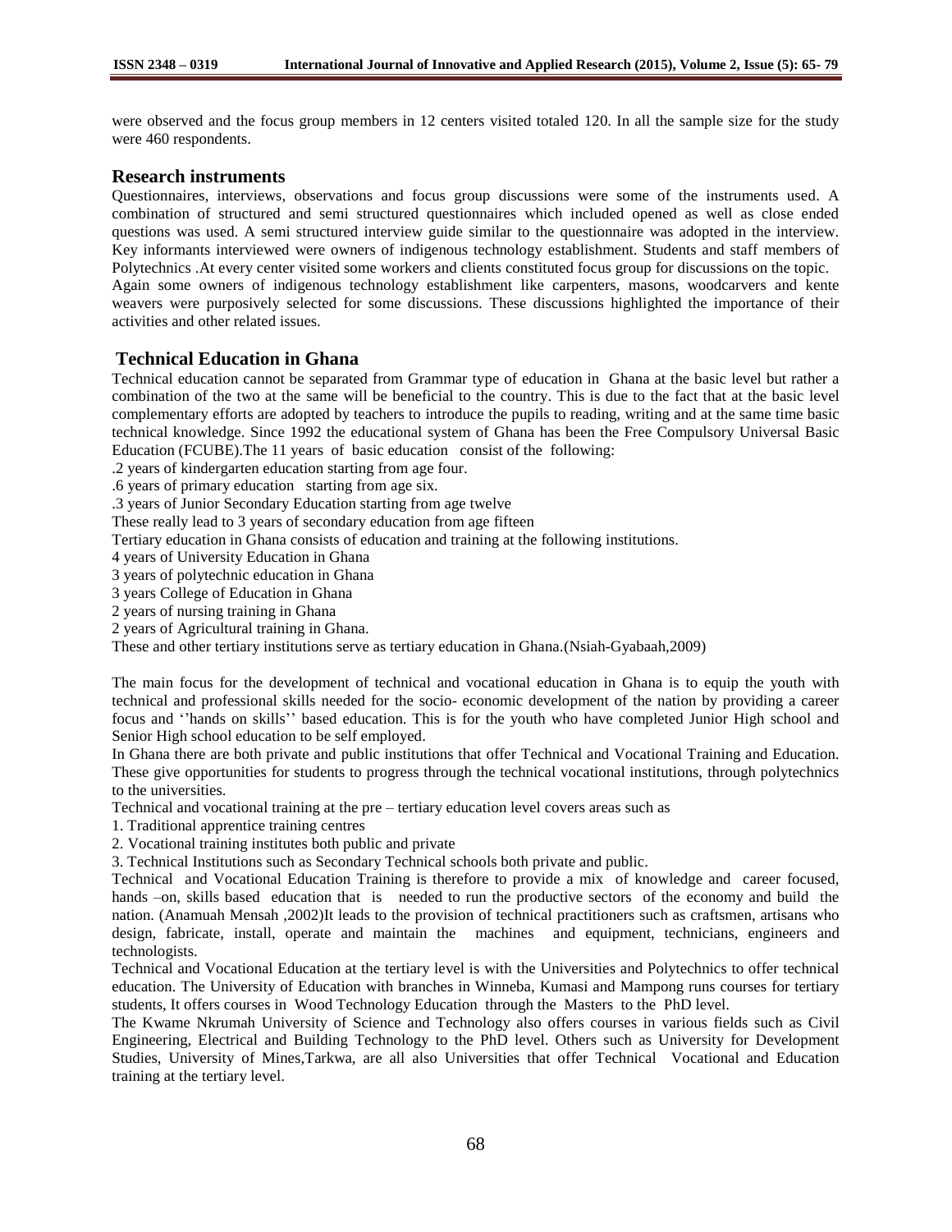were observed and the focus group members in 12 centers visited totaled 120. In all the sample size for the study were 460 respondents.

## Research instruments

Questionnaires, interviews, observations and focus group discussions were some of the instruments used. A combination of structured and semi structured questionnaires which included opened as well as close ended questions was used. A semi structured interview guide similar to the questionnaire was adopted in the interview. Key informants interviewed were owners of indigenous technology establishment. Students and staff members of Polytechnics .At every center visited some workers and clients constituted focus group for discussions on the topic.
Again some owners of indigenous technology establishment like carpenters, masons, woodcarvers and kente weavers were purposively selected for some discussions. These discussions highlighted the importance of their activities and other related issues.

## Technical Education in Ghana

Technical education cannot be separated from Grammar type of education in Ghana at the basic level but rather a combination of the two at the same will be beneficial to the country. This is due to the fact that at the basic level complementary efforts are adopted by teachers to introduce the pupils to reading, writing and at the same time basic technical knowledge. Since 1992 the educational system of Ghana has been the Free Compulsory Universal Basic Education (FCUBE).The 11 years of basic education consist of the following:

.2 years of kindergarten education starting from age four.
.6 years of primary education starting from age six.
.3 years of Junior Secondary Education starting from age twelve
These really lead to 3 years of secondary education from age fifteen
Tertiary education in Ghana consists of education and training at the following institutions.
4 years of University Education in Ghana
3 years of polytechnic education in Ghana
3 years College of Education in Ghana
2 years of nursing training in Ghana
2 years of Agricultural training in Ghana.
These and other tertiary institutions serve as tertiary education in Ghana.(Nsiah-Gyabaah,2009)

The main focus for the development of technical and vocational education in Ghana is to equip the youth with technical and professional skills needed for the socio- economic development of the nation by providing a career focus and ''hands on skills'' based education. This is for the youth who have completed Junior High school and Senior High school education to be self employed.
In Ghana there are both private and public institutions that offer Technical and Vocational Training and Education. These give opportunities for students to progress through the technical vocational institutions, through polytechnics to the universities.
Technical and vocational training at the pre – tertiary education level covers areas such as

1. Traditional apprentice training centres
2. Vocational training institutes both public and private
3. Technical Institutions such as Secondary Technical schools both private and public.

Technical and Vocational Education Training is therefore to provide a mix of knowledge and career focused, hands –on, skills based education that is needed to run the productive sectors of the economy and build the nation. (Anamuah Mensah ,2002)It leads to the provision of technical practitioners such as craftsmen, artisans who design, fabricate, install, operate and maintain the machines and equipment, technicians, engineers and technologists.
Technical and Vocational Education at the tertiary level is with the Universities and Polytechnics to offer technical education. The University of Education with branches in Winneba, Kumasi and Mampong runs courses for tertiary students, It offers courses in Wood Technology Education through the Masters to the PhD level.
The Kwame Nkrumah University of Science and Technology also offers courses in various fields such as Civil Engineering, Electrical and Building Technology to the PhD level. Others such as University for Development Studies, University of Mines,Tarkwa, are all also Universities that offer Technical Vocational and Education training at the tertiary level.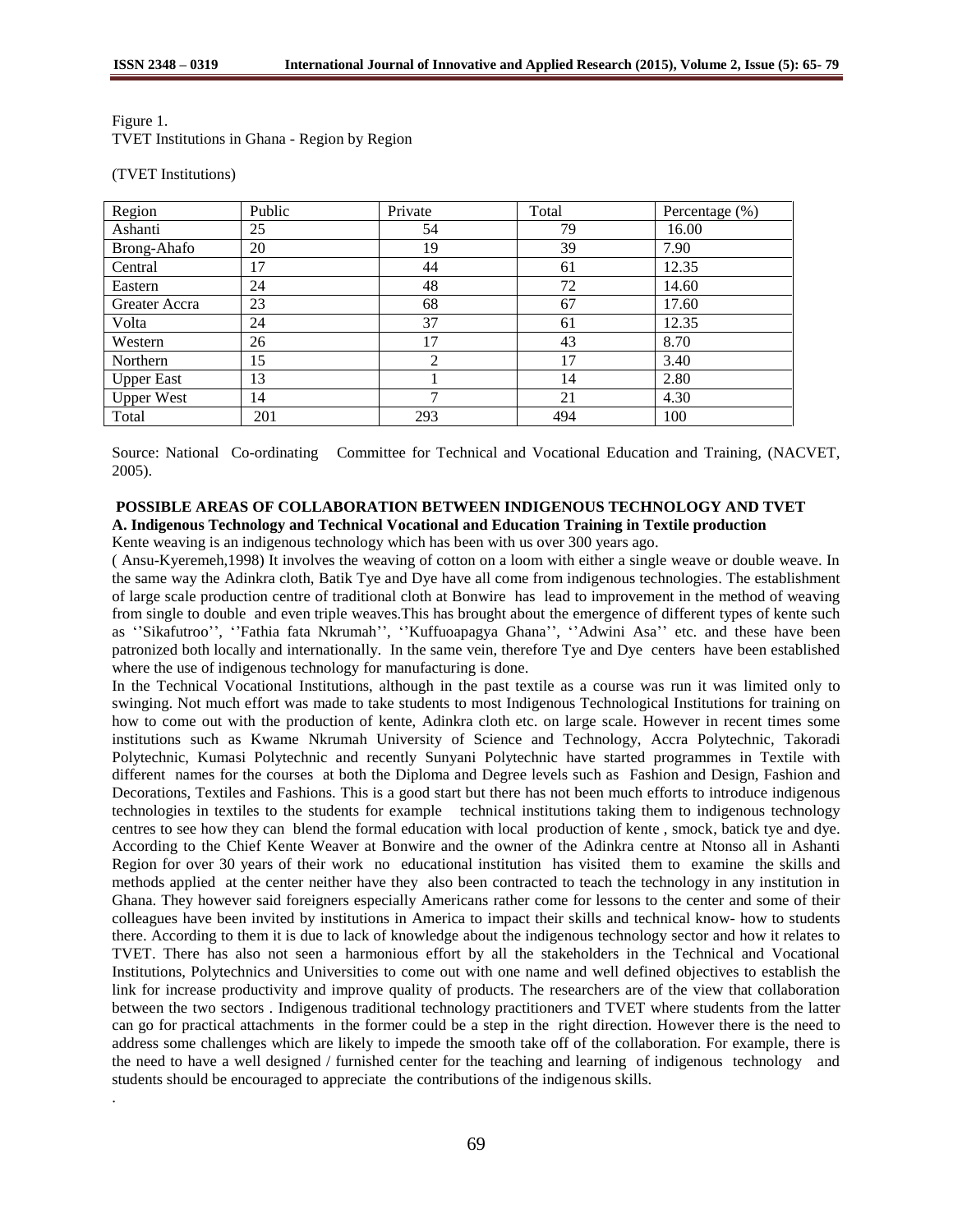Figure 1.
TVET Institutions in Ghana - Region by Region

(TVET Institutions)

| Region | Public | Private | Total | Percentage (%) |
|---|---|---|---|---|
| Ashanti | 25 | 54 | 79 | 16.00 |
| Brong-Ahafo | 20 | 19 | 39 | 7.90 |
| Central | 17 | 44 | 61 | 12.35 |
| Eastern | 24 | 48 | 72 | 14.60 |
| Greater Accra | 23 | 68 | 67 | 17.60 |
| Volta | 24 | 37 | 61 | 12.35 |
| Western | 26 | 17 | 43 | 8.70 |
| Northern | 15 | 2 | 17 | 3.40 |
| Upper East | 13 | 1 | 14 | 2.80 |
| Upper West | 14 | 7 | 21 | 4.30 |
| Total | 201 | 293 | 494 | 100 |

Source: National Co-ordinating Committee for Technical and Vocational Education and Training, (NACVET, 2005).

## POSSIBLE AREAS OF COLLABORATION BETWEEN INDIGENOUS TECHNOLOGY AND TVET

### A. Indigenous Technology and Technical Vocational and Education Training in Textile production

Kente weaving is an indigenous technology which has been with us over 300 years ago.
( Ansu-Kyeremeh,1998) It involves the weaving of cotton on a loom with either a single weave or double weave. In the same way the Adinkra cloth, Batik Tye and Dye have all come from indigenous technologies. The establishment of large scale production centre of traditional cloth at Bonwire has lead to improvement in the method of weaving from single to double and even triple weaves.This has brought about the emergence of different types of kente such as ''Sikafutroo'', ''Fathia fata Nkrumah'', ''Kuffuoapagya Ghana'', ''Adwini Asa'' etc. and these have been patronized both locally and internationally. In the same vein, therefore Tye and Dye centers have been established where the use of indigenous technology for manufacturing is done.

In the Technical Vocational Institutions, although in the past textile as a course was run it was limited only to swinging. Not much effort was made to take students to most Indigenous Technological Institutions for training on how to come out with the production of kente, Adinkra cloth etc. on large scale. However in recent times some institutions such as Kwame Nkrumah University of Science and Technology, Accra Polytechnic, Takoradi Polytechnic, Kumasi Polytechnic and recently Sunyani Polytechnic have started programmes in Textile with different names for the courses at both the Diploma and Degree levels such as Fashion and Design, Fashion and Decorations, Textiles and Fashions. This is a good start but there has not been much efforts to introduce indigenous technologies in textiles to the students for example technical institutions taking them to indigenous technology centres to see how they can blend the formal education with local production of kente , smock, batick tye and dye. According to the Chief Kente Weaver at Bonwire and the owner of the Adinkra centre at Ntonso all in Ashanti Region for over 30 years of their work no educational institution has visited them to examine the skills and methods applied at the center neither have they also been contracted to teach the technology in any institution in Ghana. They however said foreigners especially Americans rather come for lessons to the center and some of their colleagues have been invited by institutions in America to impact their skills and technical know- how to students there. According to them it is due to lack of knowledge about the indigenous technology sector and how it relates to TVET. There has also not seen a harmonious effort by all the stakeholders in the Technical and Vocational Institutions, Polytechnics and Universities to come out with one name and well defined objectives to establish the link for increase productivity and improve quality of products. The researchers are of the view that collaboration between the two sectors . Indigenous traditional technology practitioners and TVET where students from the latter can go for practical attachments in the former could be a step in the right direction. However there is the need to address some challenges which are likely to impede the smooth take off of the collaboration. For example, there is the need to have a well designed / furnished center for the teaching and learning of indigenous technology and students should be encouraged to appreciate the contributions of the indigenous skills.

.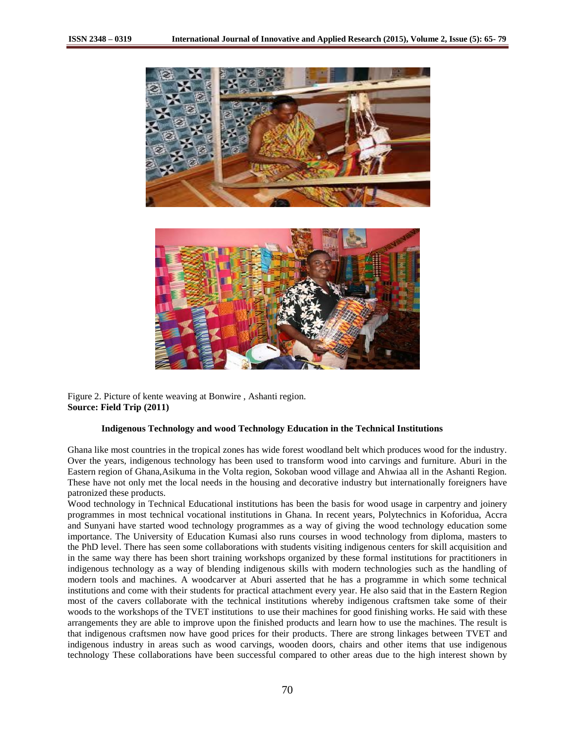Figure 2. Picture of kente weaving at Bonwire , Ashanti region.
**Source: Field Trip (2011)**

### Indigenous Technology and wood Technology Education in the Technical Institutions

Ghana like most countries in the tropical zones has wide forest woodland belt which produces wood for the industry. Over the years, indigenous technology has been used to transform wood into carvings and furniture. Aburi in the Eastern region of Ghana,Asikuma in the Volta region, Sokoban wood village and Ahwiaa all in the Ashanti Region. These have not only met the local needs in the housing and decorative industry but internationally foreigners have patronized these products.

Wood technology in Technical Educational institutions has been the basis for wood usage in carpentry and joinery programmes in most technical vocational institutions in Ghana. In recent years, Polytechnics in Koforidua, Accra and Sunyani have started wood technology programmes as a way of giving the wood technology education some importance. The University of Education Kumasi also runs courses in wood technology from diploma, masters to the PhD level. There has seen some collaborations with students visiting indigenous centers for skill acquisition and in the same way there has been short training workshops organized by these formal institutions for practitioners in indigenous technology as a way of blending indigenous skills with modern technologies such as the handling of modern tools and machines. A woodcarver at Aburi asserted that he has a programme in which some technical institutions and come with their students for practical attachment every year. He also said that in the Eastern Region most of the cavers collaborate with the technical institutions whereby indigenous craftsmen take some of their woods to the workshops of the TVET institutions to use their machines for good finishing works. He said with these arrangements they are able to improve upon the finished products and learn how to use the machines. The result is that indigenous craftsmen now have good prices for their products. There are strong linkages between TVET and indigenous industry in areas such as wood carvings, wooden doors, chairs and other items that use indigenous technology These collaborations have been successful compared to other areas due to the high interest shown by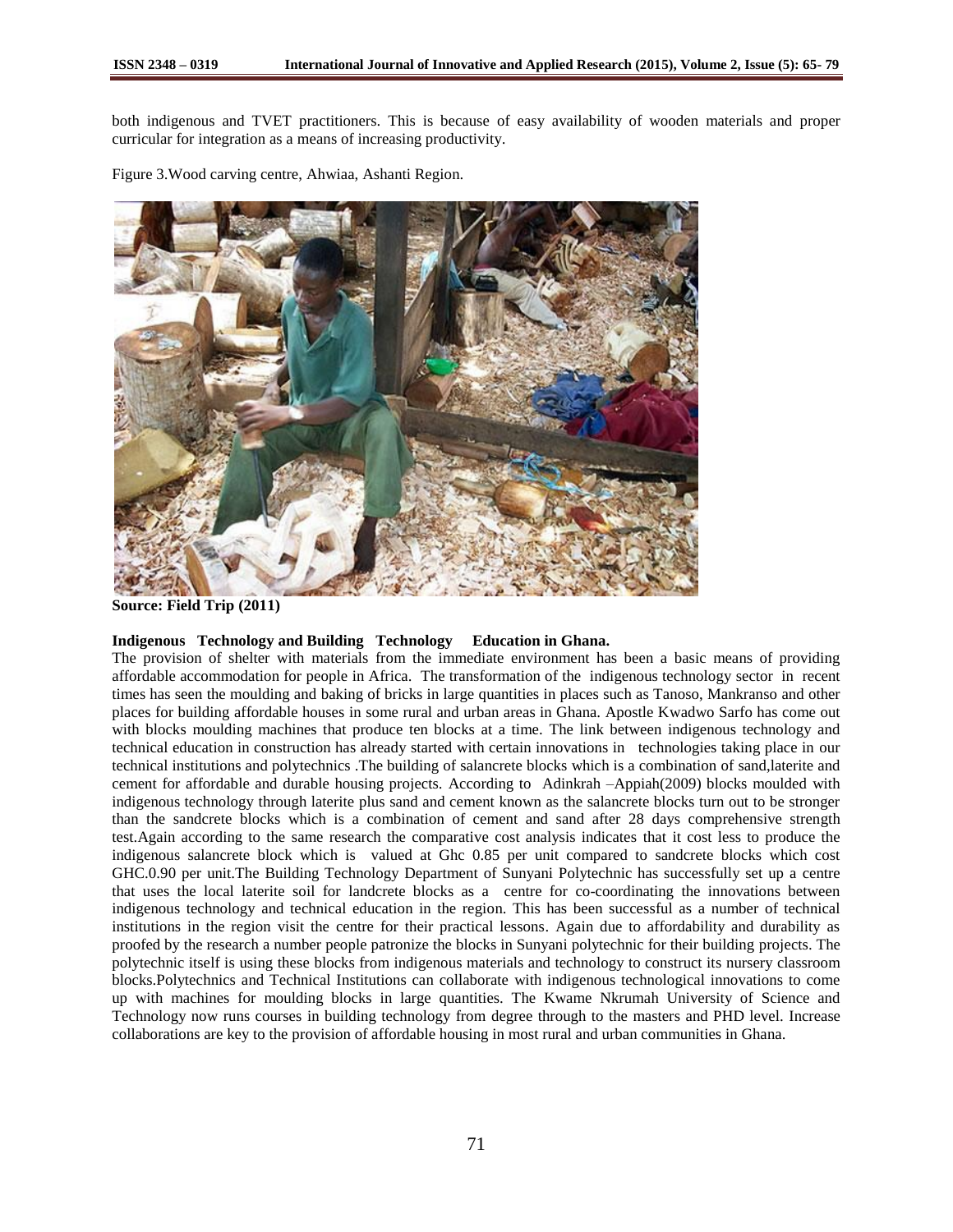both indigenous and TVET practitioners. This is because of easy availability of wooden materials and proper curricular for integration as a means of increasing productivity.

Figure 3.Wood carving centre, Ahwiaa, Ashanti Region.

**Source: Field Trip (2011)**

**Indigenous Technology and Building Technology Education in Ghana.**

The provision of shelter with materials from the immediate environment has been a basic means of providing affordable accommodation for people in Africa. The transformation of the indigenous technology sector in recent times has seen the moulding and baking of bricks in large quantities in places such as Tanoso, Mankranso and other places for building affordable houses in some rural and urban areas in Ghana. Apostle Kwadwo Sarfo has come out with blocks moulding machines that produce ten blocks at a time. The link between indigenous technology and technical education in construction has already started with certain innovations in technologies taking place in our technical institutions and polytechnics .The building of salancrete blocks which is a combination of sand,laterite and cement for affordable and durable housing projects. According to Adinkrah –Appiah(2009) blocks moulded with indigenous technology through laterite plus sand and cement known as the salancrete blocks turn out to be stronger than the sandcrete blocks which is a combination of cement and sand after 28 days comprehensive strength test.Again according to the same research the comparative cost analysis indicates that it cost less to produce the indigenous salancrete block which is valued at Ghc 0.85 per unit compared to sandcrete blocks which cost GHC.0.90 per unit.The Building Technology Department of Sunyani Polytechnic has successfully set up a centre that uses the local laterite soil for landcrete blocks as a centre for co-coordinating the innovations between indigenous technology and technical education in the region. This has been successful as a number of technical institutions in the region visit the centre for their practical lessons. Again due to affordability and durability as proofed by the research a number people patronize the blocks in Sunyani polytechnic for their building projects. The polytechnic itself is using these blocks from indigenous materials and technology to construct its nursery classroom blocks.Polytechnics and Technical Institutions can collaborate with indigenous technological innovations to come up with machines for moulding blocks in large quantities. The Kwame Nkrumah University of Science and Technology now runs courses in building technology from degree through to the masters and PHD level. Increase collaborations are key to the provision of affordable housing in most rural and urban communities in Ghana.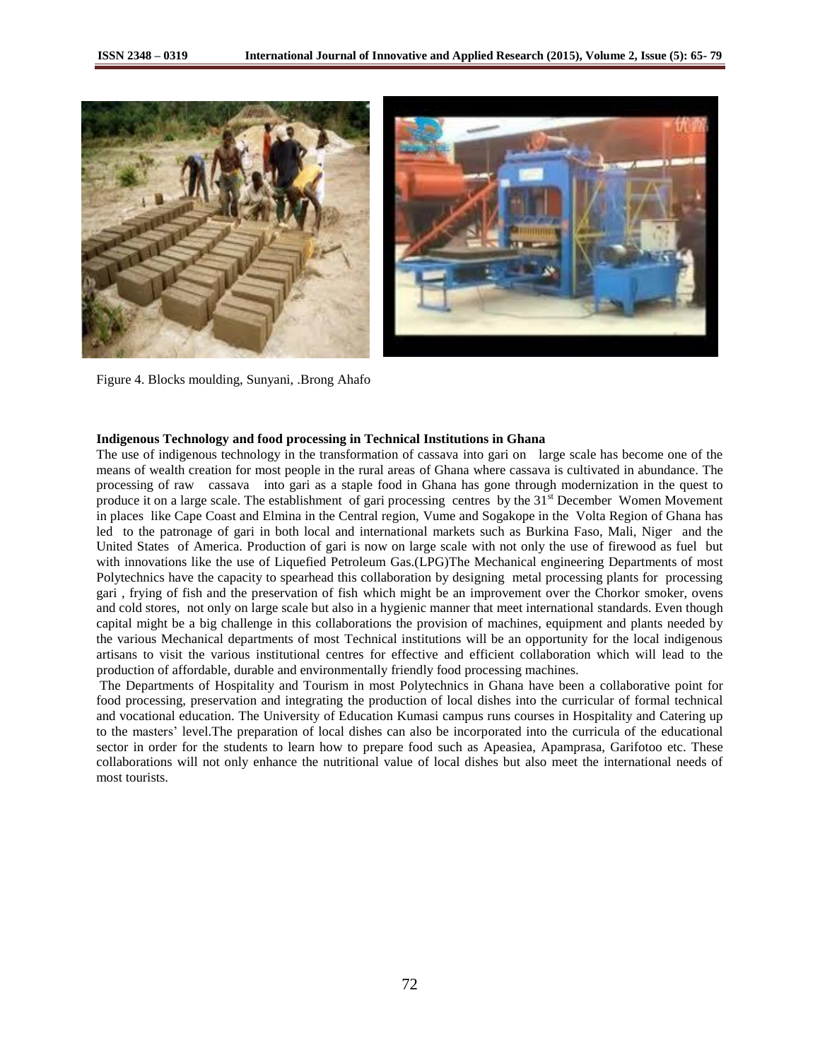Figure 4. Blocks moulding, Sunyani, .Brong Ahafo

**Indigenous Technology and food processing in Technical Institutions in Ghana**

The use of indigenous technology in the transformation of cassava into gari on large scale has become one of the means of wealth creation for most people in the rural areas of Ghana where cassava is cultivated in abundance. The processing of raw cassava into gari as a staple food in Ghana has gone through modernization in the quest to produce it on a large scale. The establishment of gari processing centres by the 31st December Women Movement in places like Cape Coast and Elmina in the Central region, Vume and Sogakope in the Volta Region of Ghana has led to the patronage of gari in both local and international markets such as Burkina Faso, Mali, Niger and the United States of America. Production of gari is now on large scale with not only the use of firewood as fuel but with innovations like the use of Liquefied Petroleum Gas.(LPG)The Mechanical engineering Departments of most Polytechnics have the capacity to spearhead this collaboration by designing metal processing plants for processing gari , frying of fish and the preservation of fish which might be an improvement over the Chorkor smoker, ovens and cold stores, not only on large scale but also in a hygienic manner that meet international standards. Even though capital might be a big challenge in this collaborations the provision of machines, equipment and plants needed by the various Mechanical departments of most Technical institutions will be an opportunity for the local indigenous artisans to visit the various institutional centres for effective and efficient collaboration which will lead to the production of affordable, durable and environmentally friendly food processing machines.

The Departments of Hospitality and Tourism in most Polytechnics in Ghana have been a collaborative point for food processing, preservation and integrating the production of local dishes into the curricular of formal technical and vocational education. The University of Education Kumasi campus runs courses in Hospitality and Catering up to the masters' level.The preparation of local dishes can also be incorporated into the curricula of the educational sector in order for the students to learn how to prepare food such as Apeasiea, Apamprasa, Garifotoo etc. These collaborations will not only enhance the nutritional value of local dishes but also meet the international needs of most tourists.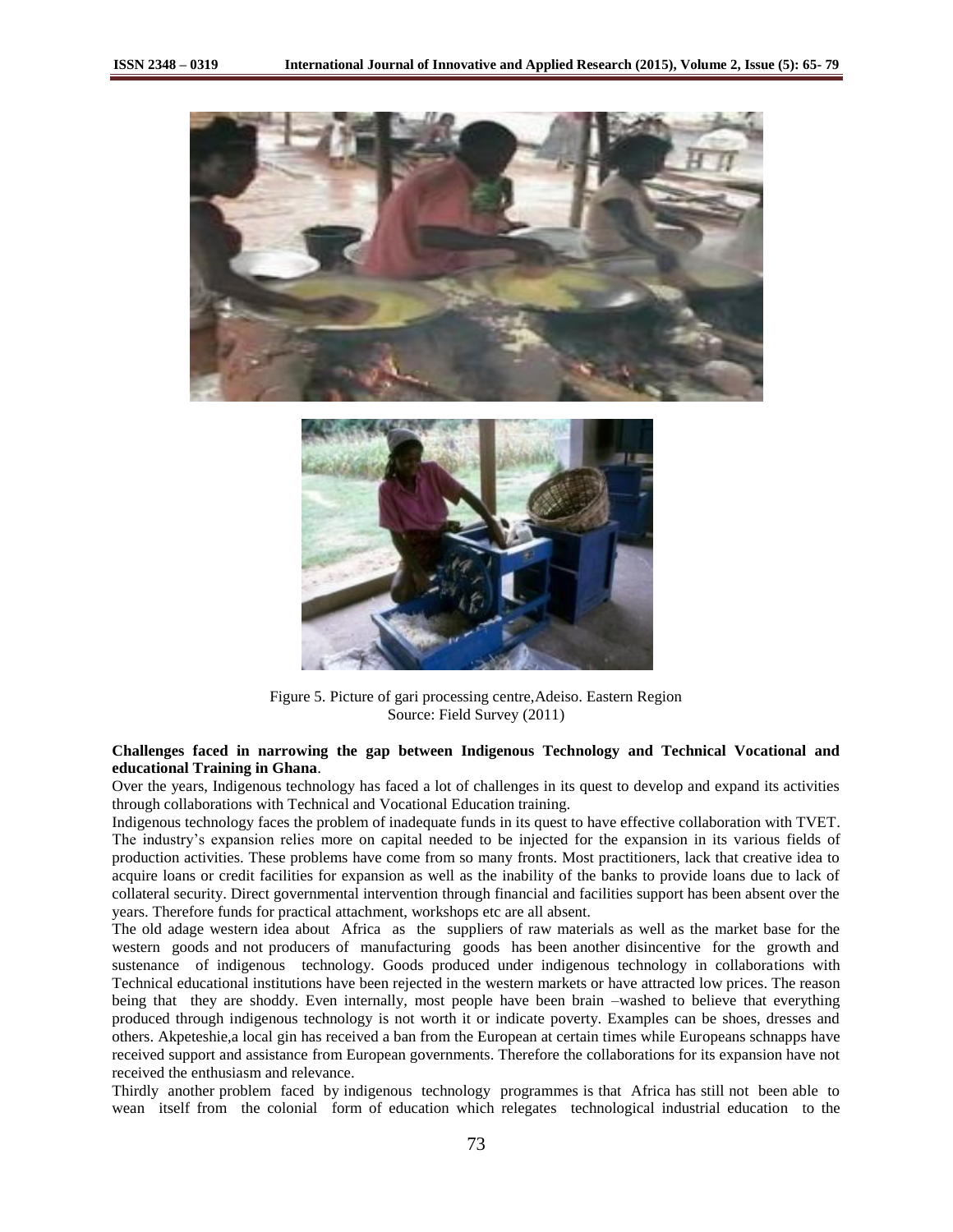Figure 5. Picture of gari processing centre,Adeiso. Eastern Region
Source: Field Survey (2011)

**Challenges faced in narrowing the gap between Indigenous Technology and Technical Vocational and educational Training in Ghana**.

Over the years, Indigenous technology has faced a lot of challenges in its quest to develop and expand its activities through collaborations with Technical and Vocational Education training.

Indigenous technology faces the problem of inadequate funds in its quest to have effective collaboration with TVET. The industry's expansion relies more on capital needed to be injected for the expansion in its various fields of production activities. These problems have come from so many fronts. Most practitioners, lack that creative idea to acquire loans or credit facilities for expansion as well as the inability of the banks to provide loans due to lack of collateral security. Direct governmental intervention through financial and facilities support has been absent over the years. Therefore funds for practical attachment, workshops etc are all absent.

The old adage western idea about Africa as the suppliers of raw materials as well as the market base for the western goods and not producers of manufacturing goods has been another disincentive for the growth and sustenance of indigenous technology. Goods produced under indigenous technology in collaborations with Technical educational institutions have been rejected in the western markets or have attracted low prices. The reason being that they are shoddy. Even internally, most people have been brain –washed to believe that everything produced through indigenous technology is not worth it or indicate poverty. Examples can be shoes, dresses and others. Akpeteshie,a local gin has received a ban from the European at certain times while Europeans schnapps have received support and assistance from European governments. Therefore the collaborations for its expansion have not received the enthusiasm and relevance.

Thirdly another problem faced by indigenous technology programmes is that Africa has still not been able to wean itself from the colonial form of education which relegates technological industrial education to the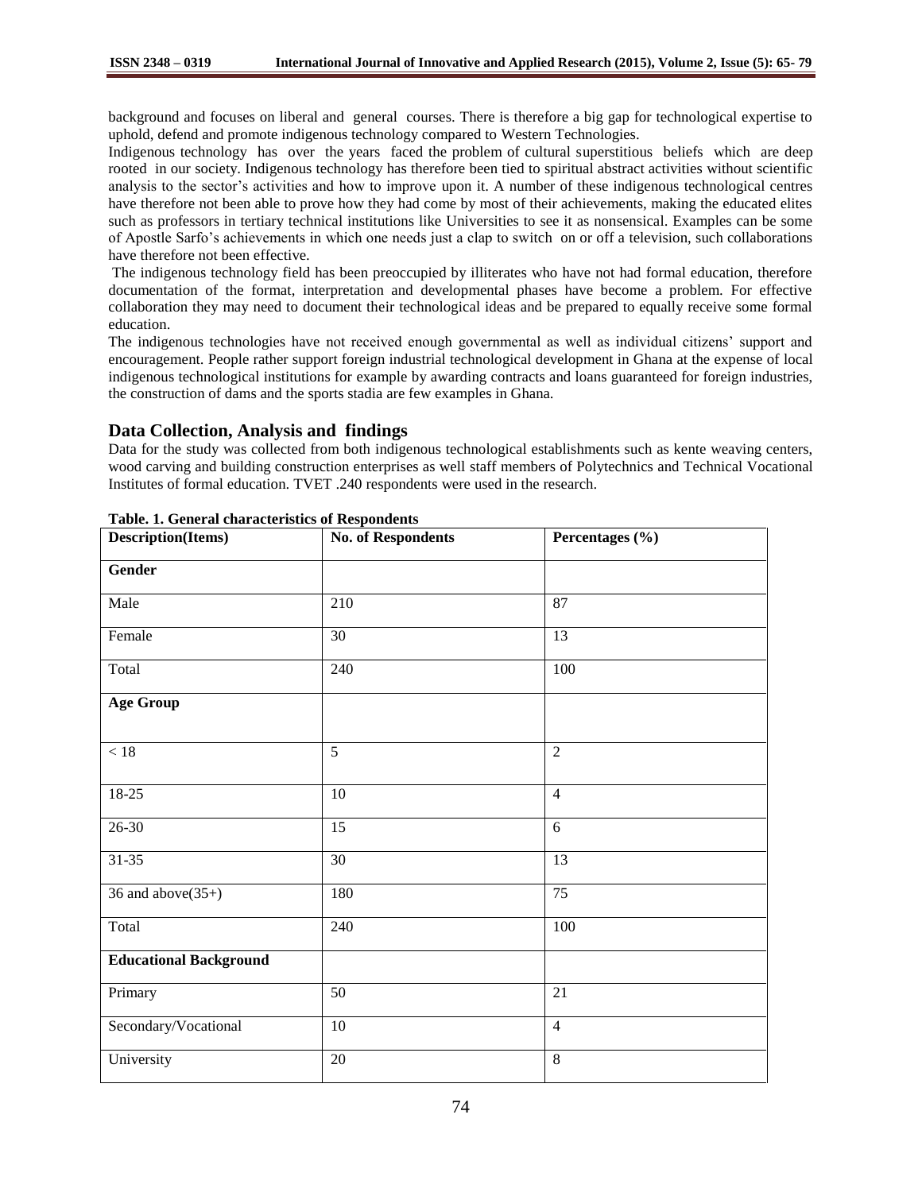background and focuses on liberal and general courses. There is therefore a big gap for technological expertise to uphold, defend and promote indigenous technology compared to Western Technologies.

Indigenous technology has over the years faced the problem of cultural superstitious beliefs which are deep rooted in our society. Indigenous technology has therefore been tied to spiritual abstract activities without scientific analysis to the sector's activities and how to improve upon it. A number of these indigenous technological centres have therefore not been able to prove how they had come by most of their achievements, making the educated elites such as professors in tertiary technical institutions like Universities to see it as nonsensical. Examples can be some of Apostle Sarfo's achievements in which one needs just a clap to switch on or off a television, such collaborations have therefore not been effective.

The indigenous technology field has been preoccupied by illiterates who have not had formal education, therefore documentation of the format, interpretation and developmental phases have become a problem. For effective collaboration they may need to document their technological ideas and be prepared to equally receive some formal education.

The indigenous technologies have not received enough governmental as well as individual citizens' support and encouragement. People rather support foreign industrial technological development in Ghana at the expense of local indigenous technological institutions for example by awarding contracts and loans guaranteed for foreign industries, the construction of dams and the sports stadia are few examples in Ghana.

## Data Collection, Analysis and findings

Data for the study was collected from both indigenous technological establishments such as kente weaving centers, wood carving and building construction enterprises as well staff members of Polytechnics and Technical Vocational Institutes of formal education. TVET .240 respondents were used in the research.

**Table. 1. General characteristics of Respondents**

| Description(Items) | No. of Respondents | Percentages (%) |
|---|---|---|
| **Gender** | | |
| Male | 210 | 87 |
| Female | 30 | 13 |
| Total | 240 | 100 |
| **Age Group** | | |
| < 18 | 5 | 2 |
| 18-25 | 10 | 4 |
| 26-30 | 15 | 6 |
| 31-35 | 30 | 13 |
| 36 and above(35+) | 180 | 75 |
| Total | 240 | 100 |
| **Educational Background** | | |
| Primary | 50 | 21 |
| Secondary/Vocational | 10 | 4 |
| University | 20 | 8 |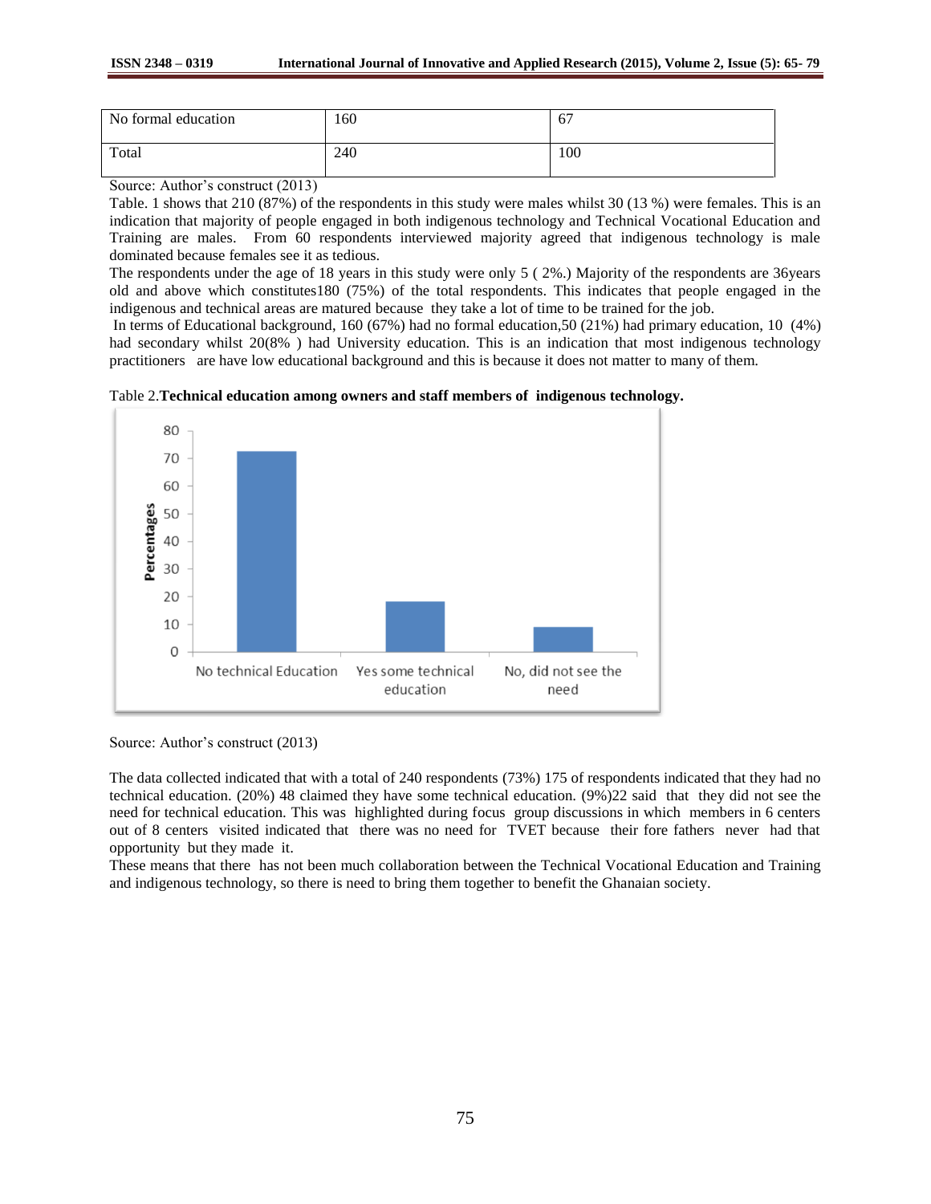| No formal education | 160 | 67 |
| --- | --- | --- |
| Total | 240 | 100 |

Source: Author's construct (2013)

Table. 1 shows that 210 (87%) of the respondents in this study were males whilst 30 (13 %) were females. This is an indication that majority of people engaged in both indigenous technology and Technical Vocational Education and Training are males. From 60 respondents interviewed majority agreed that indigenous technology is male dominated because females see it as tedious.

The respondents under the age of 18 years in this study were only 5 ( 2%.) Majority of the respondents are 36years old and above which constitutes180 (75%) of the total respondents. This indicates that people engaged in the indigenous and technical areas are matured because they take a lot of time to be trained for the job.

In terms of Educational background, 160 (67%) had no formal education,50 (21%) had primary education, 10 (4%) had secondary whilst 20(8% ) had University education. This is an indication that most indigenous technology practitioners are have low educational background and this is because it does not matter to many of them.

Table 2.**Technical education among owners and staff members of indigenous technology.**

Source: Author's construct (2013)

The data collected indicated that with a total of 240 respondents (73%) 175 of respondents indicated that they had no technical education. (20%) 48 claimed they have some technical education. (9%)22 said that they did not see the need for technical education. This was highlighted during focus group discussions in which members in 6 centers out of 8 centers visited indicated that there was no need for TVET because their fore fathers never had that opportunity but they made it.

These means that there has not been much collaboration between the Technical Vocational Education and Training and indigenous technology, so there is need to bring them together to benefit the Ghanaian society.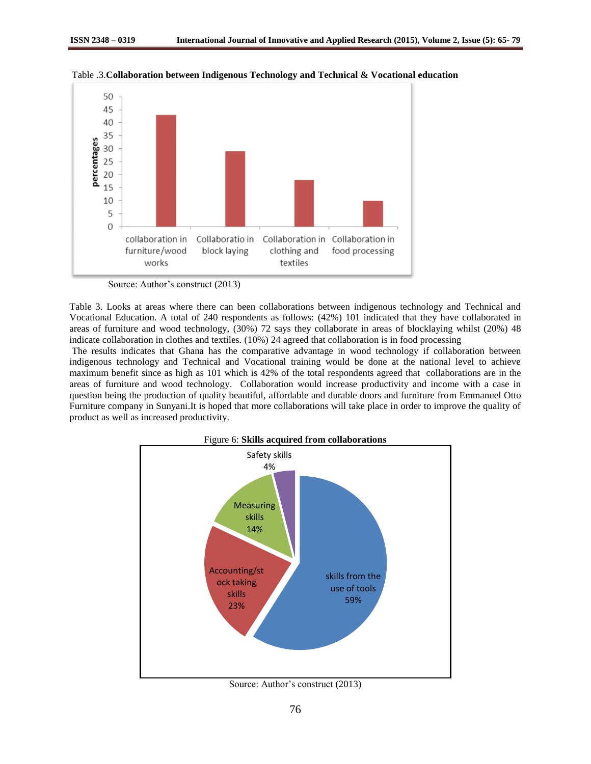Table .3.**Collaboration between Indigenous Technology and Technical & Vocational education**

Source: Author's construct (2013)

Table 3. Looks at areas where there can been collaborations between indigenous technology and Technical and Vocational Education. A total of 240 respondents as follows: (42%) 101 indicated that they have collaborated in areas of furniture and wood technology, (30%) 72 says they collaborate in areas of blocklaying whilst (20%) 48 indicate collaboration in clothes and textiles. (10%) 24 agreed that collaboration is in food processing

The results indicates that Ghana has the comparative advantage in wood technology if collaboration between indigenous technology and Technical and Vocational training would be done at the national level to achieve maximum benefit since as high as 101 which is 42% of the total respondents agreed that collaborations are in the areas of furniture and wood technology. Collaboration would increase productivity and income with a case in question being the production of quality beautiful, affordable and durable doors and furniture from Emmanuel Otto Furniture company in Sunyani.It is hoped that more collaborations will take place in order to improve the quality of product as well as increased productivity.

Figure 6: **Skills acquired from collaborations**

Source: Author's construct (2013)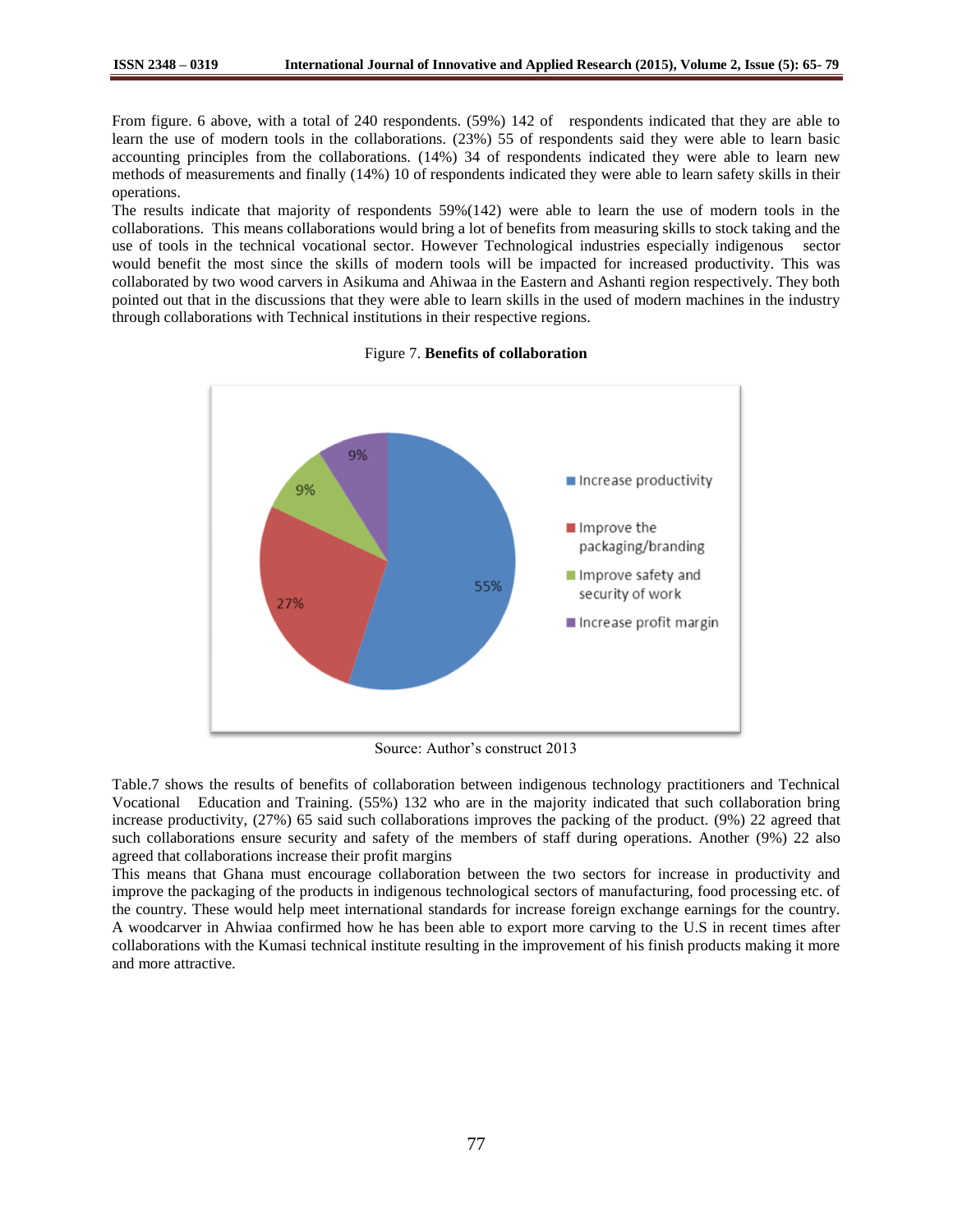From figure. 6 above, with a total of 240 respondents. (59%) 142 of respondents indicated that they are able to learn the use of modern tools in the collaborations. (23%) 55 of respondents said they were able to learn basic accounting principles from the collaborations. (14%) 34 of respondents indicated they were able to learn new methods of measurements and finally (14%) 10 of respondents indicated they were able to learn safety skills in their operations.

The results indicate that majority of respondents 59%(142) were able to learn the use of modern tools in the collaborations. This means collaborations would bring a lot of benefits from measuring skills to stock taking and the use of tools in the technical vocational sector. However Technological industries especially indigenous sector would benefit the most since the skills of modern tools will be impacted for increased productivity. This was collaborated by two wood carvers in Asikuma and Ahiwaa in the Eastern and Ashanti region respectively. They both pointed out that in the discussions that they were able to learn skills in the used of modern machines in the industry through collaborations with Technical institutions in their respective regions.

Figure 7. **Benefits of collaboration**

Source: Author's construct 2013

Table.7 shows the results of benefits of collaboration between indigenous technology practitioners and Technical Vocational Education and Training. (55%) 132 who are in the majority indicated that such collaboration bring increase productivity, (27%) 65 said such collaborations improves the packing of the product. (9%) 22 agreed that such collaborations ensure security and safety of the members of staff during operations. Another (9%) 22 also agreed that collaborations increase their profit margins

This means that Ghana must encourage collaboration between the two sectors for increase in productivity and improve the packaging of the products in indigenous technological sectors of manufacturing, food processing etc. of the country. These would help meet international standards for increase foreign exchange earnings for the country. A woodcarver in Ahwiaa confirmed how he has been able to export more carving to the U.S in recent times after collaborations with the Kumasi technical institute resulting in the improvement of his finish products making it more and more attractive.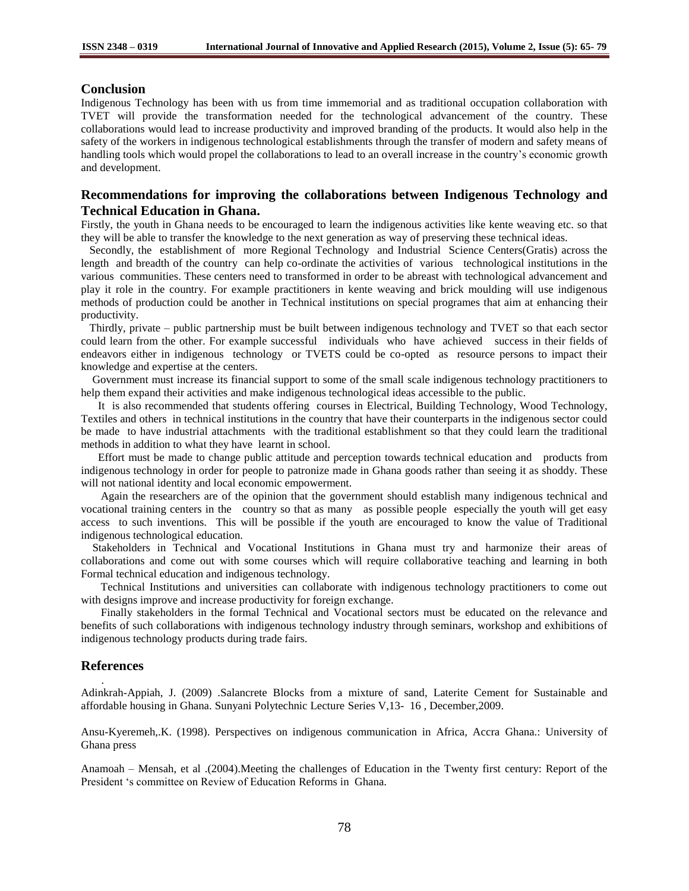## Conclusion

Indigenous Technology has been with us from time immemorial and as traditional occupation collaboration with TVET will provide the transformation needed for the technological advancement of the country. These collaborations would lead to increase productivity and improved branding of the products. It would also help in the safety of the workers in indigenous technological establishments through the transfer of modern and safety means of handling tools which would propel the collaborations to lead to an overall increase in the country's economic growth and development.

## Recommendations for improving the collaborations between Indigenous Technology and Technical Education in Ghana.

Firstly, the youth in Ghana needs to be encouraged to learn the indigenous activities like kente weaving etc. so that they will be able to transfer the knowledge to the next generation as way of preserving these technical ideas.

Secondly, the establishment of more Regional Technology and Industrial Science Centers(Gratis) across the length and breadth of the country can help co-ordinate the activities of various technological institutions in the various communities. These centers need to transformed in order to be abreast with technological advancement and play it role in the country. For example practitioners in kente weaving and brick moulding will use indigenous methods of production could be another in Technical institutions on special programes that aim at enhancing their productivity.

Thirdly, private – public partnership must be built between indigenous technology and TVET so that each sector could learn from the other. For example successful individuals who have achieved success in their fields of endeavors either in indigenous technology or TVETS could be co-opted as resource persons to impact their knowledge and expertise at the centers.

Government must increase its financial support to some of the small scale indigenous technology practitioners to help them expand their activities and make indigenous technological ideas accessible to the public.

It is also recommended that students offering courses in Electrical, Building Technology, Wood Technology, Textiles and others in technical institutions in the country that have their counterparts in the indigenous sector could be made to have industrial attachments with the traditional establishment so that they could learn the traditional methods in addition to what they have learnt in school.

Effort must be made to change public attitude and perception towards technical education and products from indigenous technology in order for people to patronize made in Ghana goods rather than seeing it as shoddy. These will not national identity and local economic empowerment.

Again the researchers are of the opinion that the government should establish many indigenous technical and vocational training centers in the country so that as many as possible people especially the youth will get easy access to such inventions. This will be possible if the youth are encouraged to know the value of Traditional indigenous technological education.

Stakeholders in Technical and Vocational Institutions in Ghana must try and harmonize their areas of collaborations and come out with some courses which will require collaborative teaching and learning in both Formal technical education and indigenous technology.

Technical Institutions and universities can collaborate with indigenous technology practitioners to come out with designs improve and increase productivity for foreign exchange.

Finally stakeholders in the formal Technical and Vocational sectors must be educated on the relevance and benefits of such collaborations with indigenous technology industry through seminars, workshop and exhibitions of indigenous technology products during trade fairs.

## References

Adinkrah-Appiah, J. (2009) .Salancrete Blocks from a mixture of sand, Laterite Cement for Sustainable and affordable housing in Ghana. Sunyani Polytechnic Lecture Series V,13- 16 , December,2009.

Ansu-Kyeremeh,.K. (1998). Perspectives on indigenous communication in Africa, Accra Ghana.: University of Ghana press

Anamoah – Mensah, et al .(2004).Meeting the challenges of Education in the Twenty first century: Report of the President 's committee on Review of Education Reforms in Ghana.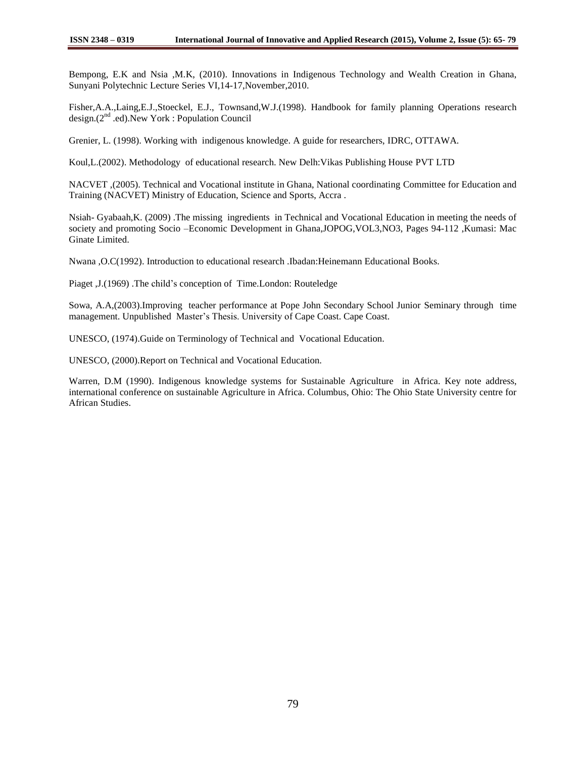Bempong, E.K and Nsia ,M.K, (2010). Innovations in Indigenous Technology and Wealth Creation in Ghana, Sunyani Polytechnic Lecture Series VI,14-17,November,2010.

Fisher,A.A.,Laing,E.J.,Stoeckel, E.J., Townsand,W.J.(1998). Handbook for family planning Operations research design.(2nd .ed).New York : Population Council

Grenier, L. (1998). Working with indigenous knowledge. A guide for researchers, IDRC, OTTAWA.

Koul,L.(2002). Methodology of educational research. New Delh:Vikas Publishing House PVT LTD

NACVET ,(2005). Technical and Vocational institute in Ghana, National coordinating Committee for Education and Training (NACVET) Ministry of Education, Science and Sports, Accra .

Nsiah- Gyabaah,K. (2009) .The missing ingredients in Technical and Vocational Education in meeting the needs of society and promoting Socio –Economic Development in Ghana,JOPOG,VOL3,NO3, Pages 94-112 ,Kumasi: Mac Ginate Limited.

Nwana ,O.C(1992). Introduction to educational research .Ibadan:Heinemann Educational Books.

Piaget ,J.(1969) .The child's conception of Time.London: Routeledge

Sowa, A.A,(2003).Improving teacher performance at Pope John Secondary School Junior Seminary through time management. Unpublished Master's Thesis. University of Cape Coast. Cape Coast.

UNESCO, (1974).Guide on Terminology of Technical and Vocational Education.

UNESCO, (2000).Report on Technical and Vocational Education.

Warren, D.M (1990). Indigenous knowledge systems for Sustainable Agriculture in Africa. Key note address, international conference on sustainable Agriculture in Africa. Columbus, Ohio: The Ohio State University centre for African Studies.